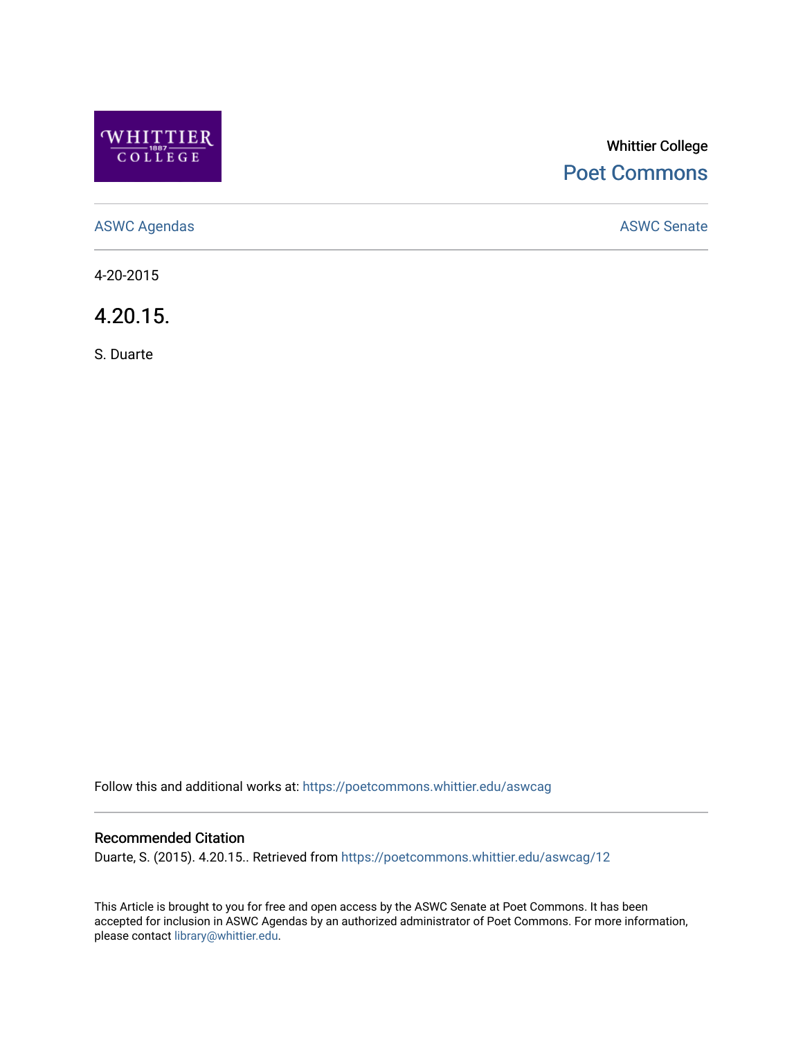Whittier College

Poet Commons

ASWC Agendas

ASWC Senate

4-20-2015

# 4.20.15.

S. Duarte

Follow this and additional works at: https://poetcommons.whittier.edu/aswcag

## Recommended Citation

Duarte, S. (2015). 4.20.15.. Retrieved from https://poetcommons.whittier.edu/aswcag/12

This Article is brought to you for free and open access by the ASWC Senate at Poet Commons. It has been accepted for inclusion in ASWC Agendas by an authorized administrator of Poet Commons. For more information, please contact library@whittier.edu.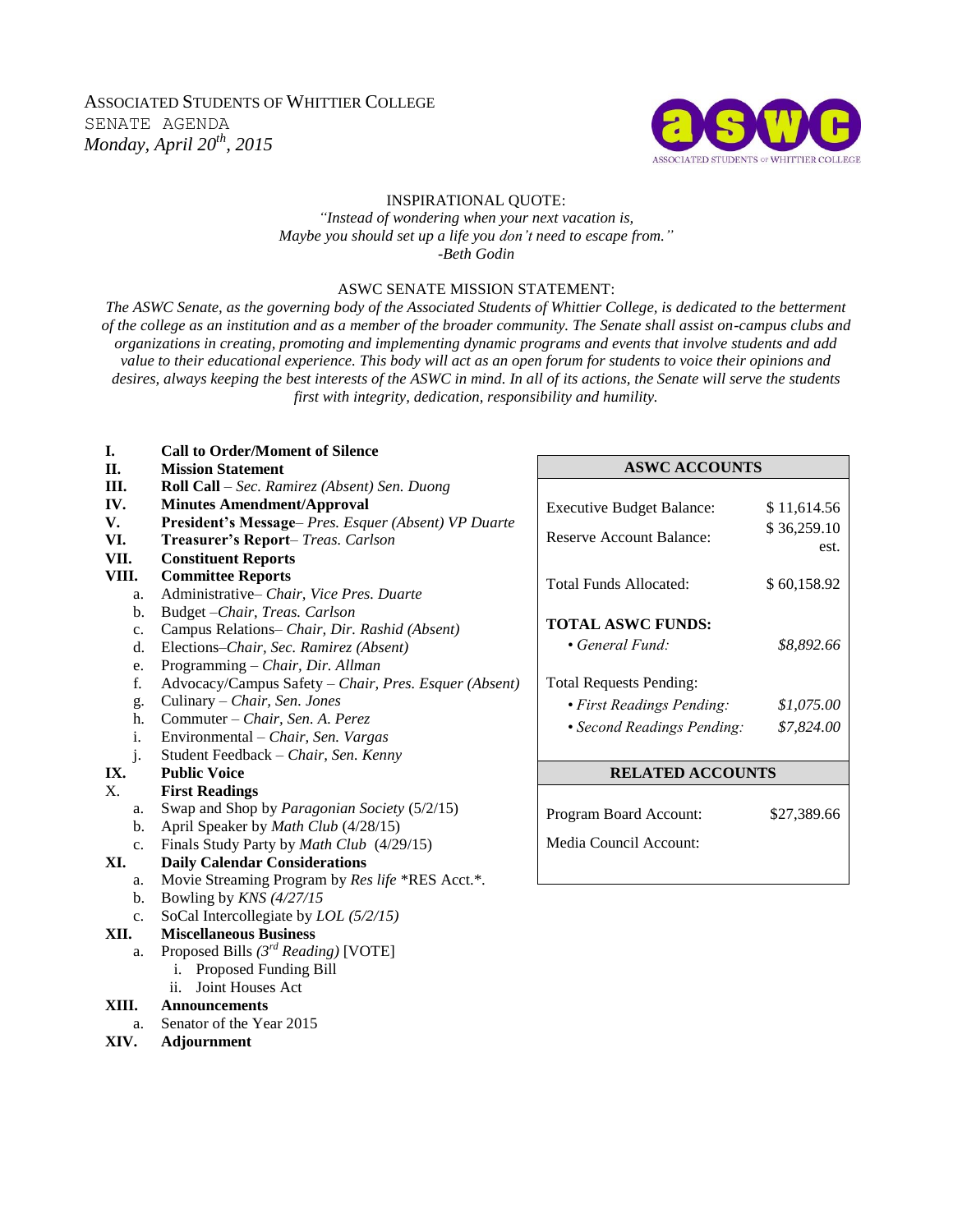ASSOCIATED STUDENTS OF WHITTIER COLLEGE
SENATE AGENDA
*Monday, April 20th, 2015*

INSPIRATIONAL QUOTE:
*"Instead of wondering when your next vacation is,*
*Maybe you should set up a life you don't need to escape from."*
*-Beth Godin*

ASWC SENATE MISSION STATEMENT:
*The ASWC Senate, as the governing body of the Associated Students of Whittier College, is dedicated to the betterment of the college as an institution and as a member of the broader community. The Senate shall assist on-campus clubs and organizations in creating, promoting and implementing dynamic programs and events that involve students and add value to their educational experience. This body will act as an open forum for students to voice their opinions and desires, always keeping the best interests of the ASWC in mind. In all of its actions, the Senate will serve the students first with integrity, dedication, responsibility and humility.*

- **I. Call to Order/Moment of Silence**
- **II. Mission Statement**
- **III. Roll Call** – *Sec. Ramirez (Absent) Sen. Duong*
- **IV. Minutes Amendment/Approval**
- **V. President's Message**– *Pres. Esquer (Absent) VP Duarte*
- **VI. Treasurer's Report**– *Treas. Carlson*
- **VII. Constituent Reports**
- **VIII. Committee Reports**
  - a. Administrative– *Chair, Vice Pres. Duarte*
  - b. Budget –*Chair, Treas. Carlson*
  - c. Campus Relations– *Chair, Dir. Rashid (Absent)*
  - d. Elections–*Chair, Sec. Ramirez (Absent)*
  - e. Programming – *Chair, Dir. Allman*
  - f. Advocacy/Campus Safety – *Chair, Pres. Esquer (Absent)*
  - g. Culinary – *Chair, Sen. Jones*
  - h. Commuter – *Chair, Sen. A. Perez*
  - i. Environmental – *Chair, Sen. Vargas*
  - j. Student Feedback – *Chair, Sen. Kenny*
- **IX. Public Voice**
- X. **First Readings**
  - a. Swap and Shop by *Paragonian Society* (5/2/15)
  - b. April Speaker by *Math Club* (4/28/15)
  - c. Finals Study Party by *Math Club* (4/29/15)
- **XI. Daily Calendar Considerations**
  - a. Movie Streaming Program by *Res life* *RES Acct.*.
  - b. Bowling by *KNS (4/27/15*
  - c. SoCal Intercollegiate by *LOL (5/2/15)*
- **XII. Miscellaneous Business**
  - a. Proposed Bills *(3rd Reading)* [VOTE]
    - i. Proposed Funding Bill
    - ii. Joint Houses Act
- **XIII. Announcements**
  - a. Senator of the Year 2015
- **XIV. Adjournment**

| ASWC ACCOUNTS | |
|---|---|
| Executive Budget Balance: | $ 11,614.56 |
| Reserve Account Balance: | $ 36,259.10 est. |
| Total Funds Allocated: | $ 60,158.92 |
| **TOTAL ASWC FUNDS:** | |
| *• General Fund:* | *$8,892.66* |
| Total Requests Pending: | |
| *• First Readings Pending:* | *$1,075.00* |
| *• Second Readings Pending:* | *$7,824.00* |
| **RELATED ACCOUNTS** | |
| Program Board Account: | $27,389.66 |
| Media Council Account: | |